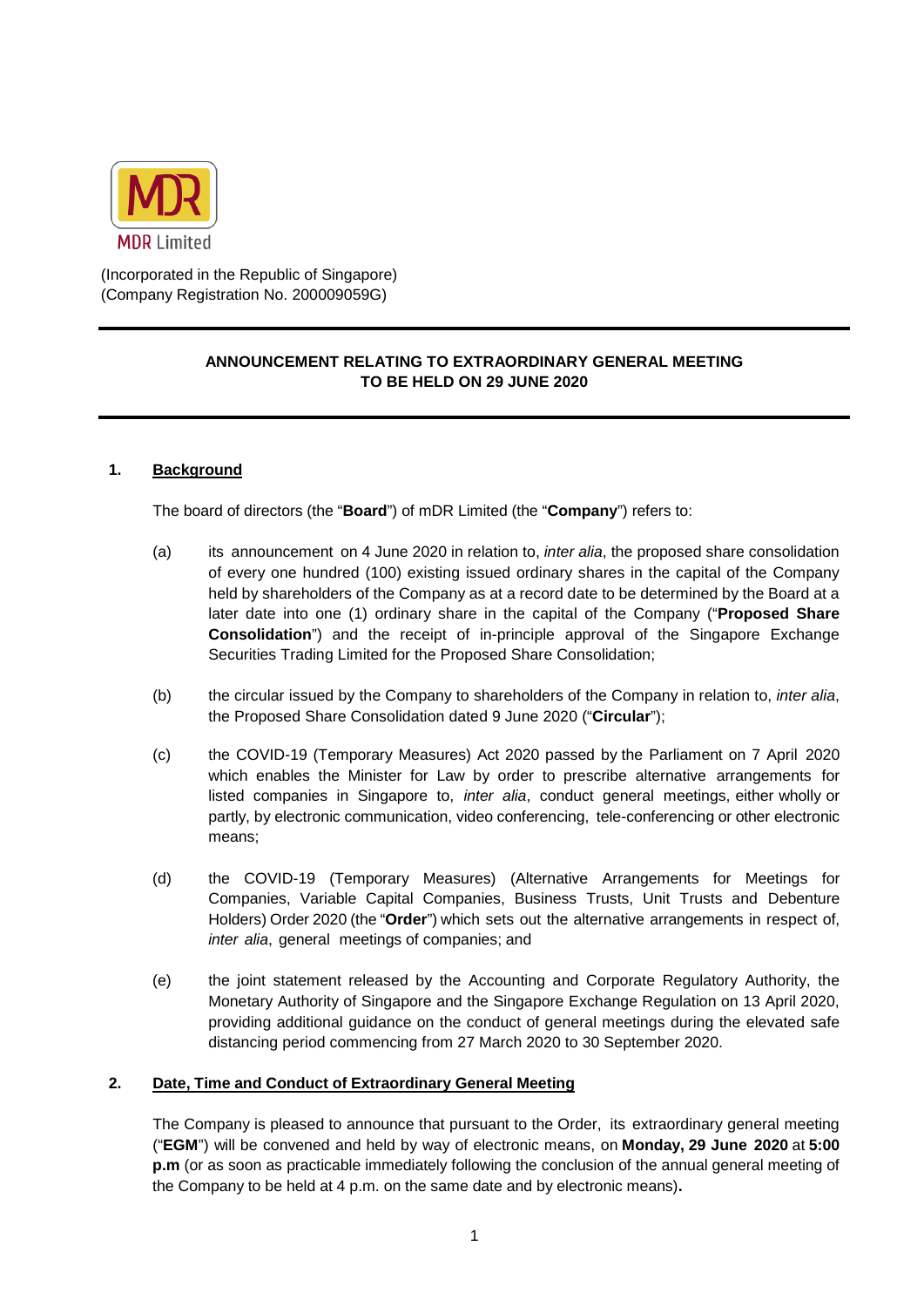MDR Limited

(Incorporated in the Republic of Singapore)
(Company Registration No. 200009059G)

**ANNOUNCEMENT RELATING TO EXTRAORDINARY GENERAL MEETING TO BE HELD ON 29 JUNE 2020**

## 1. Background

The board of directors (the "**Board**") of mDR Limited (the "**Company**") refers to:

(a) its announcement on 4 June 2020 in relation to, *inter alia*, the proposed share consolidation of every one hundred (100) existing issued ordinary shares in the capital of the Company held by shareholders of the Company as at a record date to be determined by the Board at a later date into one (1) ordinary share in the capital of the Company ("**Proposed Share Consolidation**") and the receipt of in-principle approval of the Singapore Exchange Securities Trading Limited for the Proposed Share Consolidation;

(b) the circular issued by the Company to shareholders of the Company in relation to, *inter alia*, the Proposed Share Consolidation dated 9 June 2020 ("**Circular**");

(c) the COVID-19 (Temporary Measures) Act 2020 passed by the Parliament on 7 April 2020 which enables the Minister for Law by order to prescribe alternative arrangements for listed companies in Singapore to, *inter alia*, conduct general meetings, either wholly or partly, by electronic communication, video conferencing, tele-conferencing or other electronic means;

(d) the COVID-19 (Temporary Measures) (Alternative Arrangements for Meetings for Companies, Variable Capital Companies, Business Trusts, Unit Trusts and Debenture Holders) Order 2020 (the "**Order**") which sets out the alternative arrangements in respect of, *inter alia*, general meetings of companies; and

(e) the joint statement released by the Accounting and Corporate Regulatory Authority, the Monetary Authority of Singapore and the Singapore Exchange Regulation on 13 April 2020, providing additional guidance on the conduct of general meetings during the elevated safe distancing period commencing from 27 March 2020 to 30 September 2020.

## 2. Date, Time and Conduct of Extraordinary General Meeting

The Company is pleased to announce that pursuant to the Order, its extraordinary general meeting ("**EGM**") will be convened and held by way of electronic means, on **Monday, 29 June 2020** at **5:00 p.m** (or as soon as practicable immediately following the conclusion of the annual general meeting of the Company to be held at 4 p.m. on the same date and by electronic means)**.**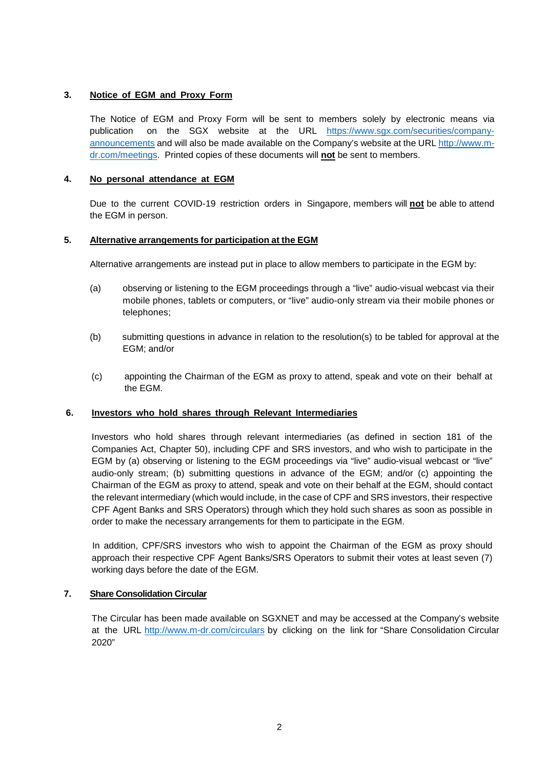3. **Notice of EGM and Proxy Form**

The Notice of EGM and Proxy Form will be sent to members solely by electronic means via publication on the SGX website at the URL https://www.sgx.com/securities/company-announcements and will also be made available on the Company's website at the URL http://www.m-dr.com/meetings. Printed copies of these documents will **not** be sent to members.

4. **No personal attendance at EGM**

Due to the current COVID-19 restriction orders in Singapore, members will **not** be able to attend the EGM in person.

5. **Alternative arrangements for participation at the EGM**

Alternative arrangements are instead put in place to allow members to participate in the EGM by:

(a) observing or listening to the EGM proceedings through a "live" audio-visual webcast via their mobile phones, tablets or computers, or "live" audio-only stream via their mobile phones or telephones;

(b) submitting questions in advance in relation to the resolution(s) to be tabled for approval at the EGM; and/or

(c) appointing the Chairman of the EGM as proxy to attend, speak and vote on their behalf at the EGM.

6. **Investors who hold shares through Relevant Intermediaries**

Investors who hold shares through relevant intermediaries (as defined in section 181 of the Companies Act, Chapter 50), including CPF and SRS investors, and who wish to participate in the EGM by (a) observing or listening to the EGM proceedings via "live" audio-visual webcast or "live" audio-only stream; (b) submitting questions in advance of the EGM; and/or (c) appointing the Chairman of the EGM as proxy to attend, speak and vote on their behalf at the EGM, should contact the relevant intermediary (which would include, in the case of CPF and SRS investors, their respective CPF Agent Banks and SRS Operators) through which they hold such shares as soon as possible in order to make the necessary arrangements for them to participate in the EGM.

In addition, CPF/SRS investors who wish to appoint the Chairman of the EGM as proxy should approach their respective CPF Agent Banks/SRS Operators to submit their votes at least seven (7) working days before the date of the EGM.

7. **Share Consolidation Circular**

The Circular has been made available on SGXNET and may be accessed at the Company's website at the URL http://www.m-dr.com/circulars by clicking on the link for "Share Consolidation Circular 2020"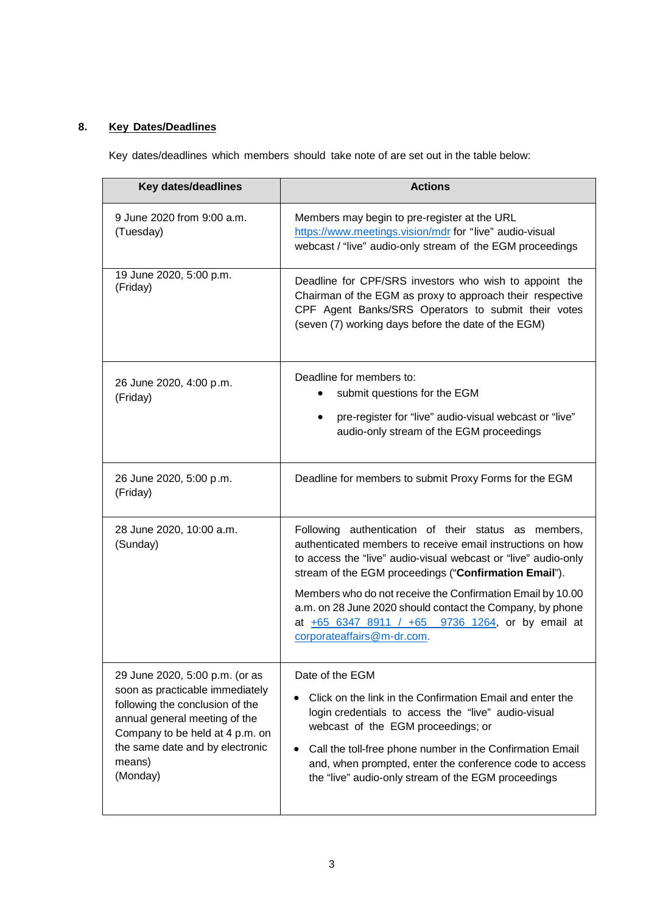## 8. Key Dates/Deadlines

Key dates/deadlines which members should take note of are set out in the table below:

| Key dates/deadlines | Actions |
|---|---|
| 9 June 2020 from 9:00 a.m. (Tuesday) | Members may begin to pre-register at the URL https://www.meetings.vision/mdr for "live" audio-visual webcast / "live" audio-only stream of the EGM proceedings |
| 19 June 2020, 5:00 p.m. (Friday) | Deadline for CPF/SRS investors who wish to appoint the Chairman of the EGM as proxy to approach their respective CPF Agent Banks/SRS Operators to submit their votes (seven (7) working days before the date of the EGM) |
| 26 June 2020, 4:00 p.m. (Friday) | Deadline for members to:<br>• submit questions for the EGM<br>• pre-register for "live" audio-visual webcast or "live" audio-only stream of the EGM proceedings |
| 26 June 2020, 5:00 p.m. (Friday) | Deadline for members to submit Proxy Forms for the EGM |
| 28 June 2020, 10:00 a.m. (Sunday) | Following authentication of their status as members, authenticated members to receive email instructions on how to access the "live" audio-visual webcast or "live" audio-only stream of the EGM proceedings ("**Confirmation Email**").<br><br>Members who do not receive the Confirmation Email by 10.00 a.m. on 28 June 2020 should contact the Company, by phone at +65 6347 8911 / +65 9736 1264, or by email at corporateaffairs@m-dr.com. |
| 29 June 2020, 5:00 p.m. (or as soon as practicable immediately following the conclusion of the annual general meeting of the Company to be held at 4 p.m. on the same date and by electronic means) (Monday) | Date of the EGM<br>• Click on the link in the Confirmation Email and enter the login credentials to access the "live" audio-visual webcast of the EGM proceedings; or<br>• Call the toll-free phone number in the Confirmation Email and, when prompted, enter the conference code to access the "live" audio-only stream of the EGM proceedings |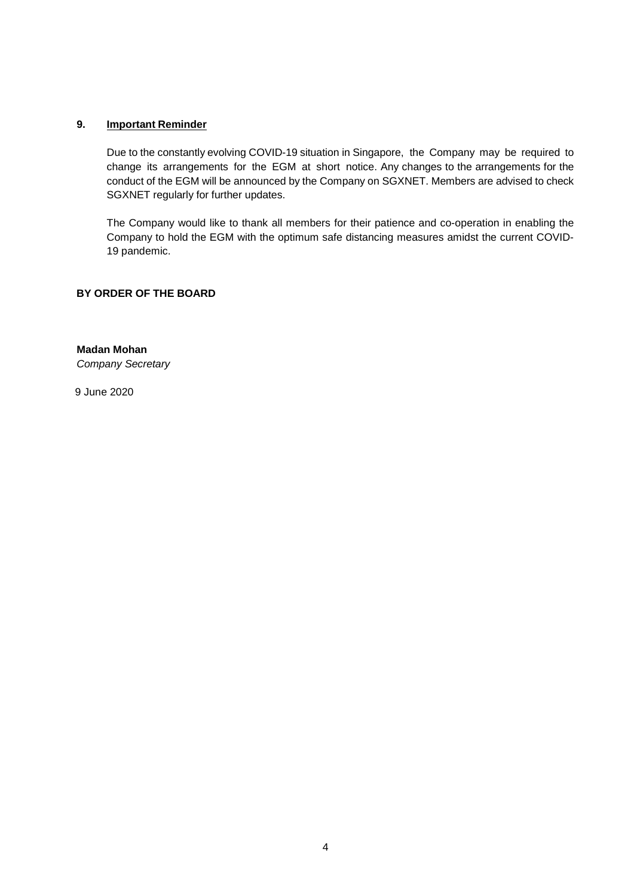**9. <u>Important Reminder</u>**

Due to the constantly evolving COVID-19 situation in Singapore, the Company may be required to change its arrangements for the EGM at short notice. Any changes to the arrangements for the conduct of the EGM will be announced by the Company on SGXNET. Members are advised to check SGXNET regularly for further updates.

The Company would like to thank all members for their patience and co-operation in enabling the Company to hold the EGM with the optimum safe distancing measures amidst the current COVID-19 pandemic.

**BY ORDER OF THE BOARD**

**Madan Mohan**
*Company Secretary*

9 June 2020